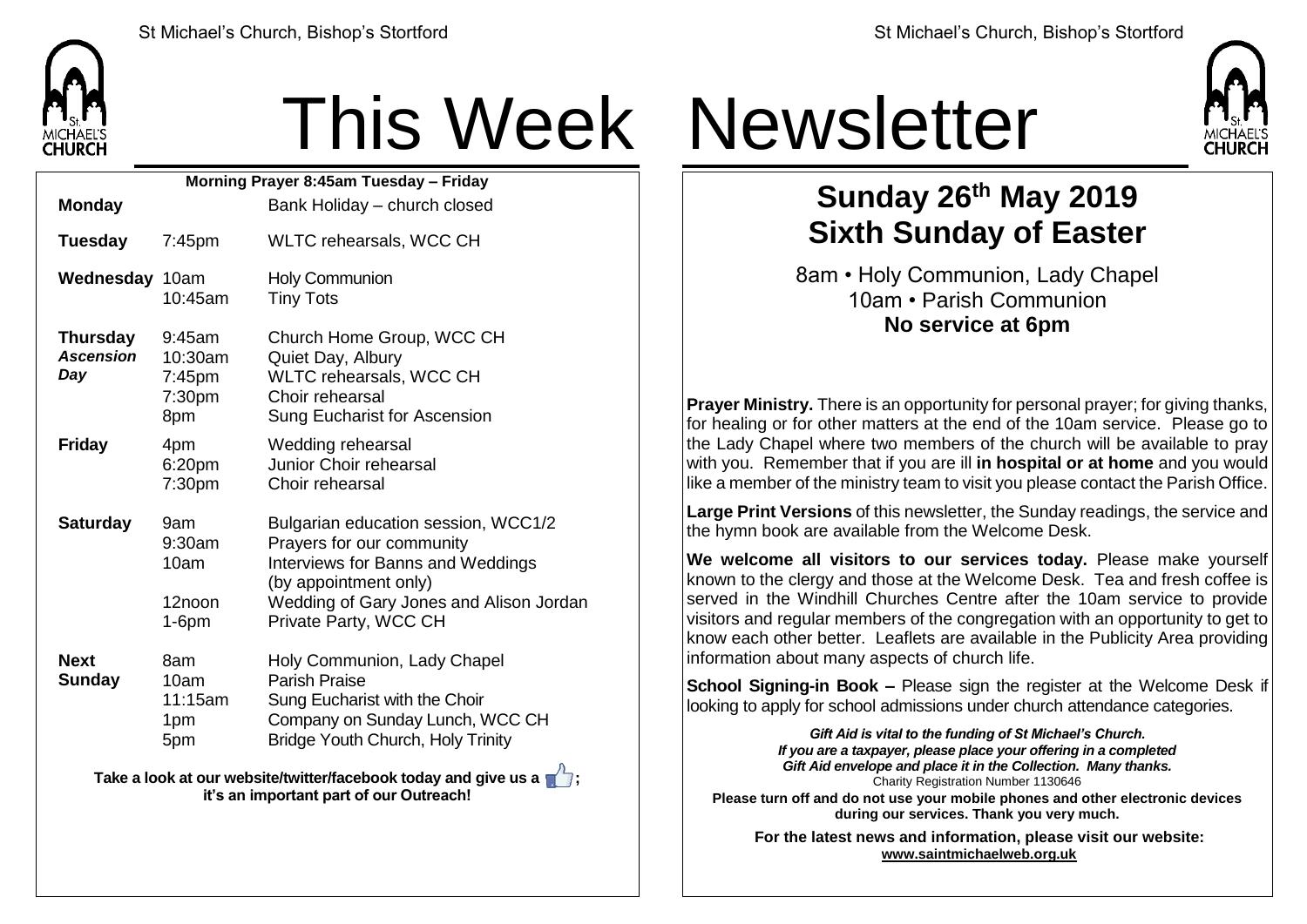# This Week Newsletter

**Morning Prayer 8:45am Tuesday – Friday**

| Day | Time | Event |
|---|---|---|
| **Monday** | | Bank Holiday – church closed |
| **Tuesday** | 7:45pm | WLTC rehearsals, WCC CH |
| **Wednesday** | 10am | Holy Communion |
| | 10:45am | Tiny Tots |
| **Thursday *Ascension Day*** | 9:45am | Church Home Group, WCC CH |
| | 10:30am | Quiet Day, Albury |
| | 7:45pm | WLTC rehearsals, WCC CH |
| | 7:30pm | Choir rehearsal |
| | 8pm | Sung Eucharist for Ascension |
| **Friday** | 4pm | Wedding rehearsal |
| | 6:20pm | Junior Choir rehearsal |
| | 7:30pm | Choir rehearsal |
| **Saturday** | 9am | Bulgarian education session, WCC1/2 |
| | 9:30am | Prayers for our community |
| | 10am | Interviews for Banns and Weddings (by appointment only) |
| | 12noon | Wedding of Gary Jones and Alison Jordan |
| | 1-6pm | Private Party, WCC CH |
| **Next Sunday** | 8am | Holy Communion, Lady Chapel |
| | 10am | Parish Praise |
| | 11:15am | Sung Eucharist with the Choir |
| | 1pm | Company on Sunday Lunch, WCC CH |
| | 5pm | Bridge Youth Church, Holy Trinity |

**Take a look at our website/twitter/facebook today and give us a 👍; it's an important part of our Outreach!**

## Sunday 26th May 2019
## Sixth Sunday of Easter

8am • Holy Communion, Lady Chapel
10am • Parish Communion
**No service at 6pm**

**Prayer Ministry.** There is an opportunity for personal prayer; for giving thanks, for healing or for other matters at the end of the 10am service. Please go to the Lady Chapel where two members of the church will be available to pray with you. Remember that if you are ill **in hospital or at home** and you would like a member of the ministry team to visit you please contact the Parish Office.

**Large Print Versions** of this newsletter, the Sunday readings, the service and the hymn book are available from the Welcome Desk.

**We welcome all visitors to our services today.** Please make yourself known to the clergy and those at the Welcome Desk. Tea and fresh coffee is served in the Windhill Churches Centre after the 10am service to provide visitors and regular members of the congregation with an opportunity to get to know each other better. Leaflets are available in the Publicity Area providing information about many aspects of church life.

**School Signing-in Book –** Please sign the register at the Welcome Desk if looking to apply for school admissions under church attendance categories.

***Gift Aid is vital to the funding of St Michael's Church. If you are a taxpayer, please place your offering in a completed Gift Aid envelope and place it in the Collection. Many thanks.***
Charity Registration Number 1130646

**Please turn off and do not use your mobile phones and other electronic devices during our services. Thank you very much.**

**For the latest news and information, please visit our website: www.saintmichaelweb.org.uk**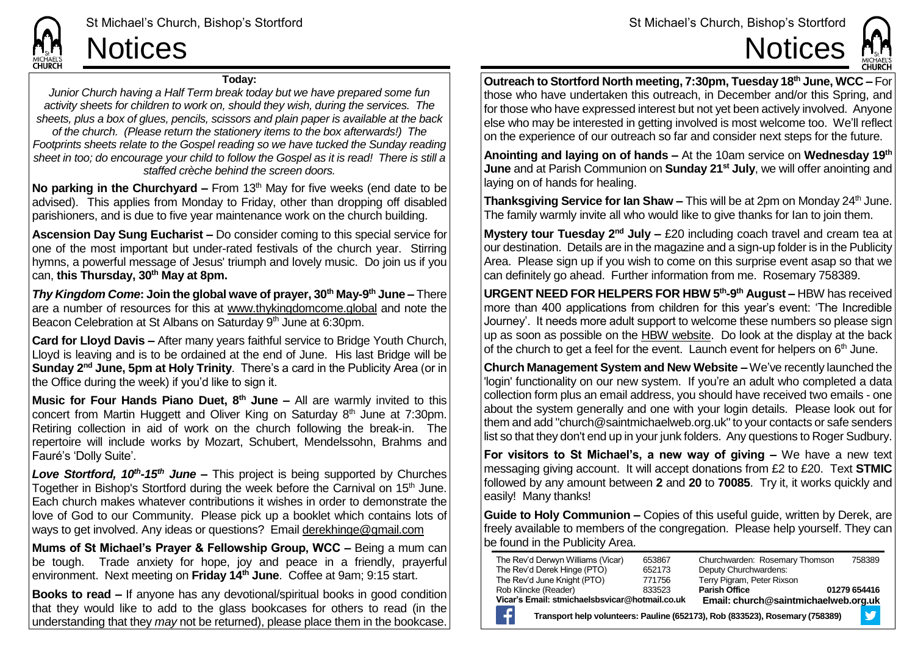# Notices

St Michael's Church, Bishop's Stortford

**Today:**

*Junior Church having a Half Term break today but we have prepared some fun activity sheets for children to work on, should they wish, during the services. The sheets, plus a box of glues, pencils, scissors and plain paper is available at the back of the church. (Please return the stationery items to the box afterwards!) The Footprints sheets relate to the Gospel reading so we have tucked the Sunday reading sheet in too; do encourage your child to follow the Gospel as it is read! There is still a staffed crèche behind the screen doors.*

**No parking in the Churchyard –** From 13th May for five weeks (end date to be advised). This applies from Monday to Friday, other than dropping off disabled parishioners, and is due to five year maintenance work on the church building.

**Ascension Day Sung Eucharist –** Do consider coming to this special service for one of the most important but under-rated festivals of the church year. Stirring hymns, a powerful message of Jesus' triumph and lovely music. Do join us if you can, **this Thursday, 30th May at 8pm.**

***Thy Kingdom Come*: Join the global wave of prayer, 30th May-9th June –** There are a number of resources for this at www.thykingdomcome.global and note the Beacon Celebration at St Albans on Saturday 9th June at 6:30pm.

**Card for Lloyd Davis –** After many years faithful service to Bridge Youth Church, Lloyd is leaving and is to be ordained at the end of June. His last Bridge will be **Sunday 2nd June, 5pm at Holy Trinity**. There's a card in the Publicity Area (or in the Office during the week) if you'd like to sign it.

**Music for Four Hands Piano Duet, 8th June –** All are warmly invited to this concert from Martin Huggett and Oliver King on Saturday 8th June at 7:30pm. Retiring collection in aid of work on the church following the break-in. The repertoire will include works by Mozart, Schubert, Mendelssohn, Brahms and Fauré's 'Dolly Suite'.

***Love Stortford*, 10th-15th June –** This project is being supported by Churches Together in Bishop's Stortford during the week before the Carnival on 15th June. Each church makes whatever contributions it wishes in order to demonstrate the love of God to our Community. Please pick up a booklet which contains lots of ways to get involved. Any ideas or questions? Email derekhinge@gmail.com

**Mums of St Michael's Prayer & Fellowship Group, WCC –** Being a mum can be tough. Trade anxiety for hope, joy and peace in a friendly, prayerful environment. Next meeting on **Friday 14th June**. Coffee at 9am; 9:15 start.

**Books to read –** If anyone has any devotional/spiritual books in good condition that they would like to add to the glass bookcases for others to read (in the understanding that they *may* not be returned), please place them in the bookcase.

**Outreach to Stortford North meeting, 7:30pm, Tuesday 18th June, WCC –** For those who have undertaken this outreach, in December and/or this Spring, and for those who have expressed interest but not yet been actively involved. Anyone else who may be interested in getting involved is most welcome too. We'll reflect on the experience of our outreach so far and consider next steps for the future.

**Anointing and laying on of hands –** At the 10am service on **Wednesday 19th June** and at Parish Communion on **Sunday 21st July**, we will offer anointing and laying on of hands for healing.

**Thanksgiving Service for Ian Shaw –** This will be at 2pm on Monday 24th June. The family warmly invite all who would like to give thanks for Ian to join them.

**Mystery tour Tuesday 2nd July –** £20 including coach travel and cream tea at our destination. Details are in the magazine and a sign-up folder is in the Publicity Area. Please sign up if you wish to come on this surprise event asap so that we can definitely go ahead. Further information from me. Rosemary 758389.

**URGENT NEED FOR HELPERS FOR HBW 5th-9th August –** HBW has received more than 400 applications from children for this year's event: 'The Incredible Journey'. It needs more adult support to welcome these numbers so please sign up as soon as possible on the HBW website. Do look at the display at the back of the church to get a feel for the event. Launch event for helpers on 6th June.

**Church Management System and New Website –** We've recently launched the 'login' functionality on our new system. If you're an adult who completed a data collection form plus an email address, you should have received two emails - one about the system generally and one with your login details. Please look out for them and add "church@saintmichaelweb.org.uk" to your contacts or safe senders list so that they don't end up in your junk folders. Any questions to Roger Sudbury.

**For visitors to St Michael's, a new way of giving –** We have a new text messaging giving account. It will accept donations from £2 to £20. Text **STMIC** followed by any amount between **2** and **20** to **70085**. Try it, it works quickly and easily! Many thanks!

**Guide to Holy Communion –** Copies of this useful guide, written by Derek, are freely available to members of the congregation. Please help yourself. They can be found in the Publicity Area.

| | | | |
|---|---|---|---|
| The Rev'd Derwyn Williams (Vicar) | 653867 | Churchwarden: Rosemary Thomson | 758389 |
| The Rev'd Derek Hinge (PTO) | 652173 | Deputy Churchwardens: | |
| The Rev'd June Knight (PTO) | 771756 | Terry Pigram, Peter Rixson | |
| Rob Klincke (Reader) | 833523 | **Parish Office** | **01279 654416** |
| **Vicar's Email: stmichaelsbsvicar@hotmail.co.uk** | | **Email: church@saintmichaelweb.org.uk** | |

**Transport help volunteers: Pauline (652173), Rob (833523), Rosemary (758389)**